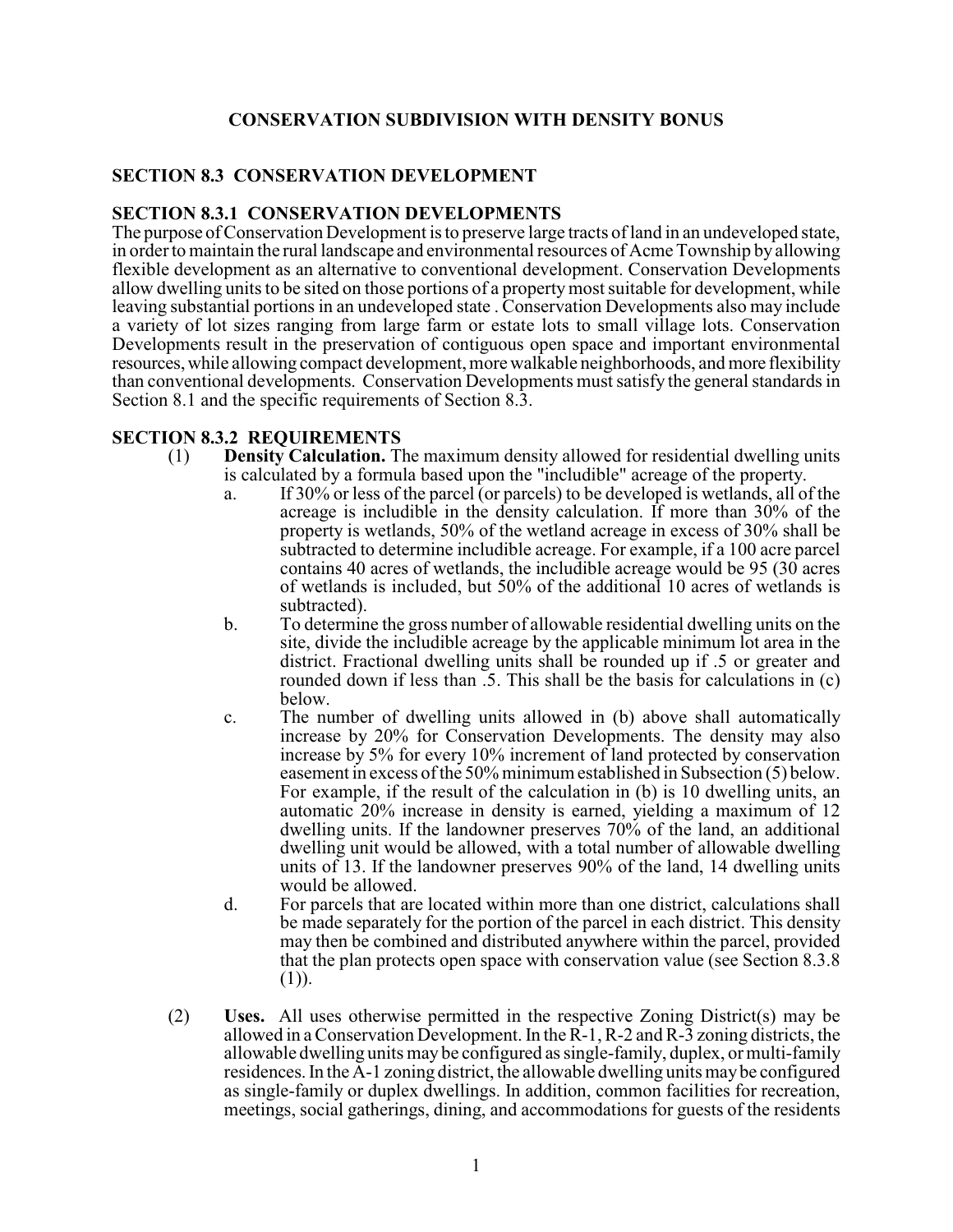## CONSERVATION SUBDIVISION WITH DENSITY BONUS

### SECTION 8.3 CONSERVATION DEVELOPMENT

### SECTION 8.3.1 CONSERVATION DEVELOPMENTS

The purpose of Conservation Development is to preserve large tracts of land in an undeveloped state, in order to maintain the rural landscape and environmental resources of Acme Township by allowing flexible development as an alternative to conventional development. Conservation Developments allow dwelling units to be sited on those portions of a property most suitable for development, while leaving substantial portions in an undeveloped state . Conservation Developments also may include a variety of lot sizes ranging from large farm or estate lots to small village lots. Conservation Developments result in the preservation of contiguous open space and important environmental resources, while allowing compact development, more walkable neighborhoods, and more flexibility than conventional developments. Conservation Developments must satisfy the general standards in Section 8.1 and the specific requirements of Section 8.3.

### SECTION 8.3.2 REQUIREMENTS

(1) **Density Calculation.** The maximum density allowed for residential dwelling units is calculated by a formula based upon the "includible" acreage of the property.

a. If 30% or less of the parcel (or parcels) to be developed is wetlands, all of the acreage is includible in the density calculation. If more than 30% of the property is wetlands, 50% of the wetland acreage in excess of 30% shall be subtracted to determine includible acreage. For example, if a 100 acre parcel contains 40 acres of wetlands, the includible acreage would be 95 (30 acres of wetlands is included, but 50% of the additional 10 acres of wetlands is subtracted).

b. To determine the gross number of allowable residential dwelling units on the site, divide the includible acreage by the applicable minimum lot area in the district. Fractional dwelling units shall be rounded up if .5 or greater and rounded down if less than .5. This shall be the basis for calculations in (c) below.

c. The number of dwelling units allowed in (b) above shall automatically increase by 20% for Conservation Developments. The density may also increase by 5% for every 10% increment of land protected by conservation easement in excess of the 50% minimum established in Subsection (5) below. For example, if the result of the calculation in (b) is 10 dwelling units, an automatic 20% increase in density is earned, yielding a maximum of 12 dwelling units. If the landowner preserves 70% of the land, an additional dwelling unit would be allowed, with a total number of allowable dwelling units of 13. If the landowner preserves 90% of the land, 14 dwelling units would be allowed.

d. For parcels that are located within more than one district, calculations shall be made separately for the portion of the parcel in each district. This density may then be combined and distributed anywhere within the parcel, provided that the plan protects open space with conservation value (see Section 8.3.8 (1)).

(2) **Uses.** All uses otherwise permitted in the respective Zoning District(s) may be allowed in a Conservation Development. In the R-1, R-2 and R-3 zoning districts, the allowable dwelling units may be configured as single-family, duplex, or multi-family residences. In the A-1 zoning district, the allowable dwelling units may be configured as single-family or duplex dwellings. In addition, common facilities for recreation, meetings, social gatherings, dining, and accommodations for guests of the residents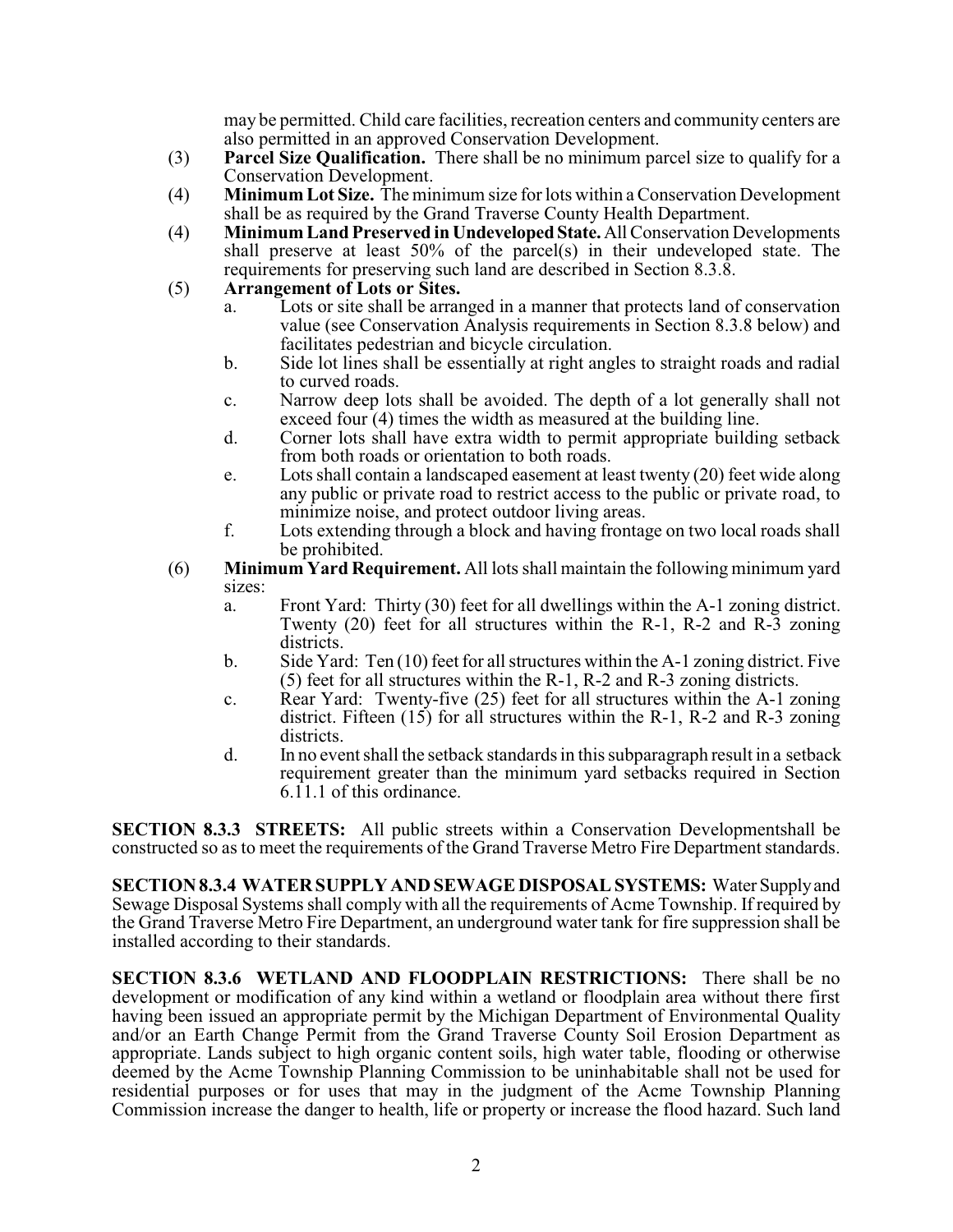may be permitted. Child care facilities, recreation centers and community centers are also permitted in an approved Conservation Development.

(3) **Parcel Size Qualification.** There shall be no minimum parcel size to qualify for a Conservation Development.

(4) **Minimum Lot Size.** The minimum size for lots within a Conservation Development shall be as required by the Grand Traverse County Health Department.

(4) **Minimum Land Preserved in Undeveloped State.** All Conservation Developments shall preserve at least 50% of the parcel(s) in their undeveloped state. The requirements for preserving such land are described in Section 8.3.8.

(5) **Arrangement of Lots or Sites.**

   a. Lots or site shall be arranged in a manner that protects land of conservation value (see Conservation Analysis requirements in Section 8.3.8 below) and facilitates pedestrian and bicycle circulation.

   b. Side lot lines shall be essentially at right angles to straight roads and radial to curved roads.

   c. Narrow deep lots shall be avoided. The depth of a lot generally shall not exceed four (4) times the width as measured at the building line.

   d. Corner lots shall have extra width to permit appropriate building setback from both roads or orientation to both roads.

   e. Lots shall contain a landscaped easement at least twenty (20) feet wide along any public or private road to restrict access to the public or private road, to minimize noise, and protect outdoor living areas.

   f. Lots extending through a block and having frontage on two local roads shall be prohibited.

(6) **Minimum Yard Requirement.** All lots shall maintain the following minimum yard sizes:

   a. Front Yard: Thirty (30) feet for all dwellings within the A-1 zoning district. Twenty (20) feet for all structures within the R-1, R-2 and R-3 zoning districts.

   b. Side Yard: Ten (10) feet for all structures within the A-1 zoning district. Five (5) feet for all structures within the R-1, R-2 and R-3 zoning districts.

   c. Rear Yard: Twenty-five (25) feet for all structures within the A-1 zoning district. Fifteen (15) for all structures within the R-1, R-2 and R-3 zoning districts.

   d. In no event shall the setback standards in this subparagraph result in a setback requirement greater than the minimum yard setbacks required in Section 6.11.1 of this ordinance.

**SECTION 8.3.3 STREETS:** All public streets within a Conservation Developmentshall be constructed so as to meet the requirements of the Grand Traverse Metro Fire Department standards.

**SECTION 8.3.4 WATER SUPPLY AND SEWAGE DISPOSAL SYSTEMS:** Water Supply and Sewage Disposal Systems shall comply with all the requirements of Acme Township. If required by the Grand Traverse Metro Fire Department, an underground water tank for fire suppression shall be installed according to their standards.

**SECTION 8.3.6 WETLAND AND FLOODPLAIN RESTRICTIONS:** There shall be no development or modification of any kind within a wetland or floodplain area without there first having been issued an appropriate permit by the Michigan Department of Environmental Quality and/or an Earth Change Permit from the Grand Traverse County Soil Erosion Department as appropriate. Lands subject to high organic content soils, high water table, flooding or otherwise deemed by the Acme Township Planning Commission to be uninhabitable shall not be used for residential purposes or for uses that may in the judgment of the Acme Township Planning Commission increase the danger to health, life or property or increase the flood hazard. Such land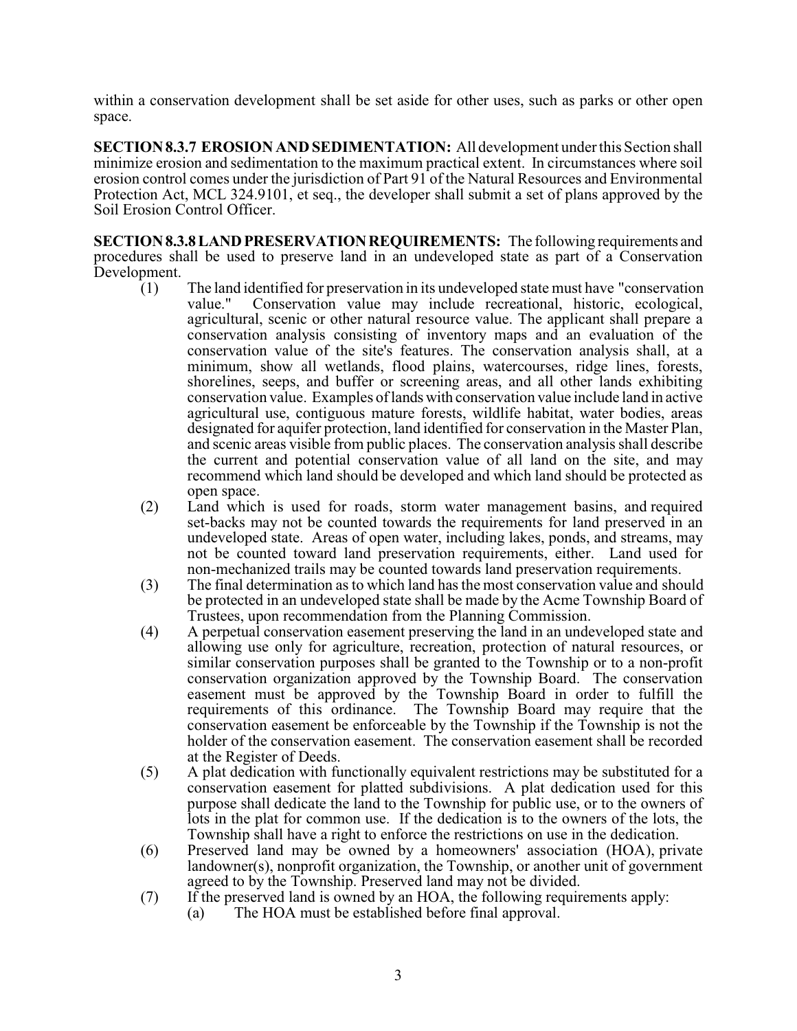within a conservation development shall be set aside for other uses, such as parks or other open space.

**SECTION 8.3.7 EROSION AND SEDIMENTATION:** All development under this Section shall minimize erosion and sedimentation to the maximum practical extent. In circumstances where soil erosion control comes under the jurisdiction of Part 91 of the Natural Resources and Environmental Protection Act, MCL 324.9101, et seq., the developer shall submit a set of plans approved by the Soil Erosion Control Officer.

**SECTION 8.3.8 LAND PRESERVATION REQUIREMENTS:** The following requirements and procedures shall be used to preserve land in an undeveloped state as part of a Conservation Development.

(1) The land identified for preservation in its undeveloped state must have "conservation value." Conservation value may include recreational, historic, ecological, agricultural, scenic or other natural resource value. The applicant shall prepare a conservation analysis consisting of inventory maps and an evaluation of the conservation value of the site's features. The conservation analysis shall, at a minimum, show all wetlands, flood plains, watercourses, ridge lines, forests, shorelines, seeps, and buffer or screening areas, and all other lands exhibiting conservation value. Examples of lands with conservation value include land in active agricultural use, contiguous mature forests, wildlife habitat, water bodies, areas designated for aquifer protection, land identified for conservation in the Master Plan, and scenic areas visible from public places. The conservation analysis shall describe the current and potential conservation value of all land on the site, and may recommend which land should be developed and which land should be protected as open space.

(2) Land which is used for roads, storm water management basins, and required set-backs may not be counted towards the requirements for land preserved in an undeveloped state. Areas of open water, including lakes, ponds, and streams, may not be counted toward land preservation requirements, either. Land used for non-mechanized trails may be counted towards land preservation requirements.

(3) The final determination as to which land has the most conservation value and should be protected in an undeveloped state shall be made by the Acme Township Board of Trustees, upon recommendation from the Planning Commission.

(4) A perpetual conservation easement preserving the land in an undeveloped state and allowing use only for agriculture, recreation, protection of natural resources, or similar conservation purposes shall be granted to the Township or to a non-profit conservation organization approved by the Township Board. The conservation easement must be approved by the Township Board in order to fulfill the requirements of this ordinance. The Township Board may require that the conservation easement be enforceable by the Township if the Township is not the holder of the conservation easement. The conservation easement shall be recorded at the Register of Deeds.

(5) A plat dedication with functionally equivalent restrictions may be substituted for a conservation easement for platted subdivisions. A plat dedication used for this purpose shall dedicate the land to the Township for public use, or to the owners of lots in the plat for common use. If the dedication is to the owners of the lots, the Township shall have a right to enforce the restrictions on use in the dedication.

(6) Preserved land may be owned by a homeowners' association (HOA), private landowner(s), nonprofit organization, the Township, or another unit of government agreed to by the Township. Preserved land may not be divided.

(7) If the preserved land is owned by an HOA, the following requirements apply:

  (a) The HOA must be established before final approval.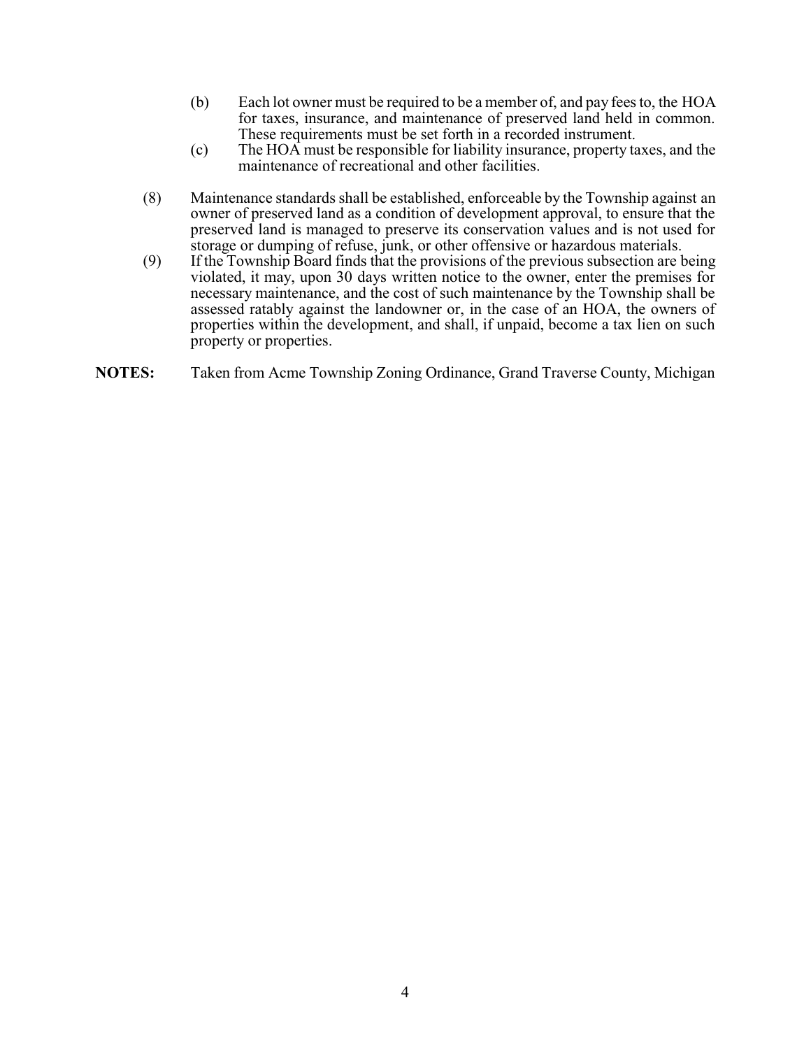(b) Each lot owner must be required to be a member of, and pay fees to, the HOA for taxes, insurance, and maintenance of preserved land held in common. These requirements must be set forth in a recorded instrument.

(c) The HOA must be responsible for liability insurance, property taxes, and the maintenance of recreational and other facilities.

(8) Maintenance standards shall be established, enforceable by the Township against an owner of preserved land as a condition of development approval, to ensure that the preserved land is managed to preserve its conservation values and is not used for storage or dumping of refuse, junk, or other offensive or hazardous materials.

(9) If the Township Board finds that the provisions of the previous subsection are being violated, it may, upon 30 days written notice to the owner, enter the premises for necessary maintenance, and the cost of such maintenance by the Township shall be assessed ratably against the landowner or, in the case of an HOA, the owners of properties within the development, and shall, if unpaid, become a tax lien on such property or properties.

**NOTES:** Taken from Acme Township Zoning Ordinance, Grand Traverse County, Michigan